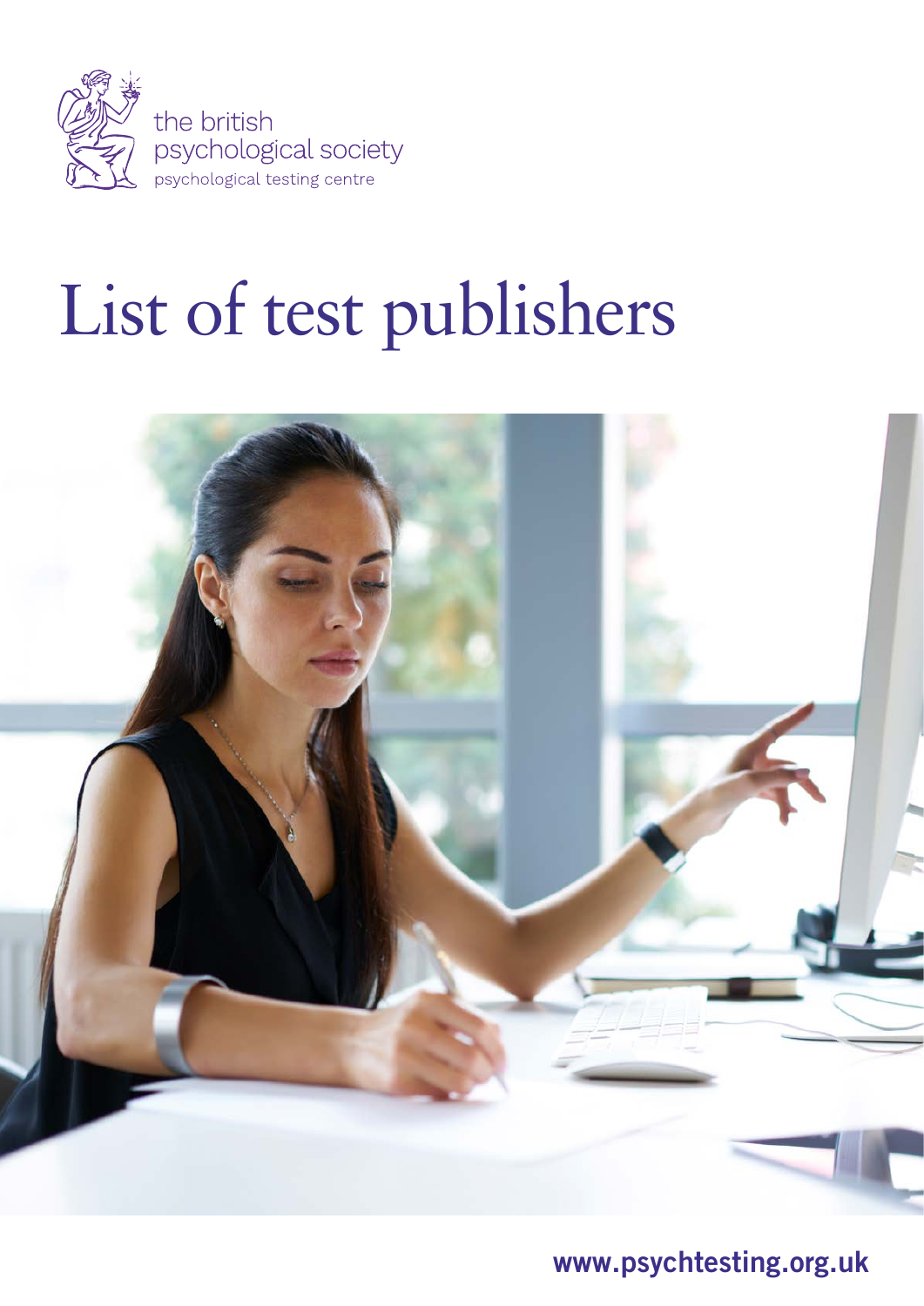the british psychological society

psychological testing centre

# List of test publishers

**www.psychtesting.org.uk**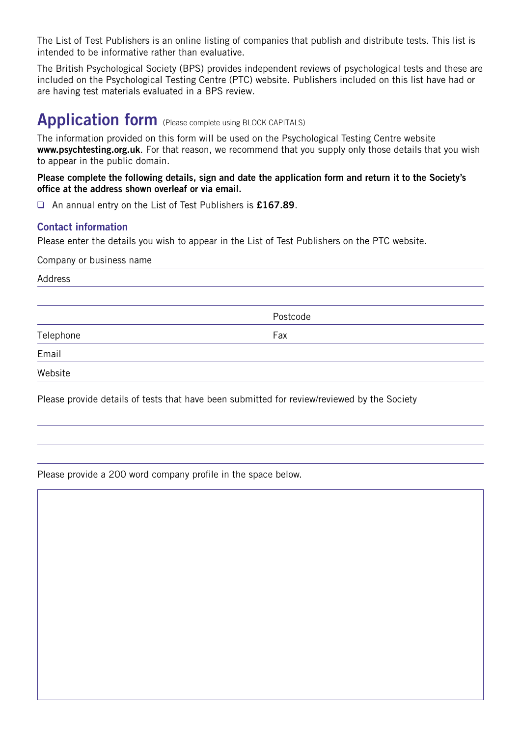The List of Test Publishers is an online listing of companies that publish and distribute tests. This list is intended to be informative rather than evaluative.

The British Psychological Society (BPS) provides independent reviews of psychological tests and these are included on the Psychological Testing Centre (PTC) website. Publishers included on this list have had or are having test materials evaluated in a BPS review.

# Application form (Please complete using BLOCK CAPITALS)

The information provided on this form will be used on the Psychological Testing Centre website **www.psychtesting.org.uk**. For that reason, we recommend that you supply only those details that you wish to appear in the public domain.

**Please complete the following details, sign and date the application form and return it to the Society's office at the address shown overleaf or via email.**

❑ An annual entry on the List of Test Publishers is **£167.89**.

## Contact information

Please enter the details you wish to appear in the List of Test Publishers on the PTC website.

Company or business name

Address

Postcode

Telephone

Fax

Email

Website

Please provide details of tests that have been submitted for review/reviewed by the Society

Please provide a 200 word company profile in the space below.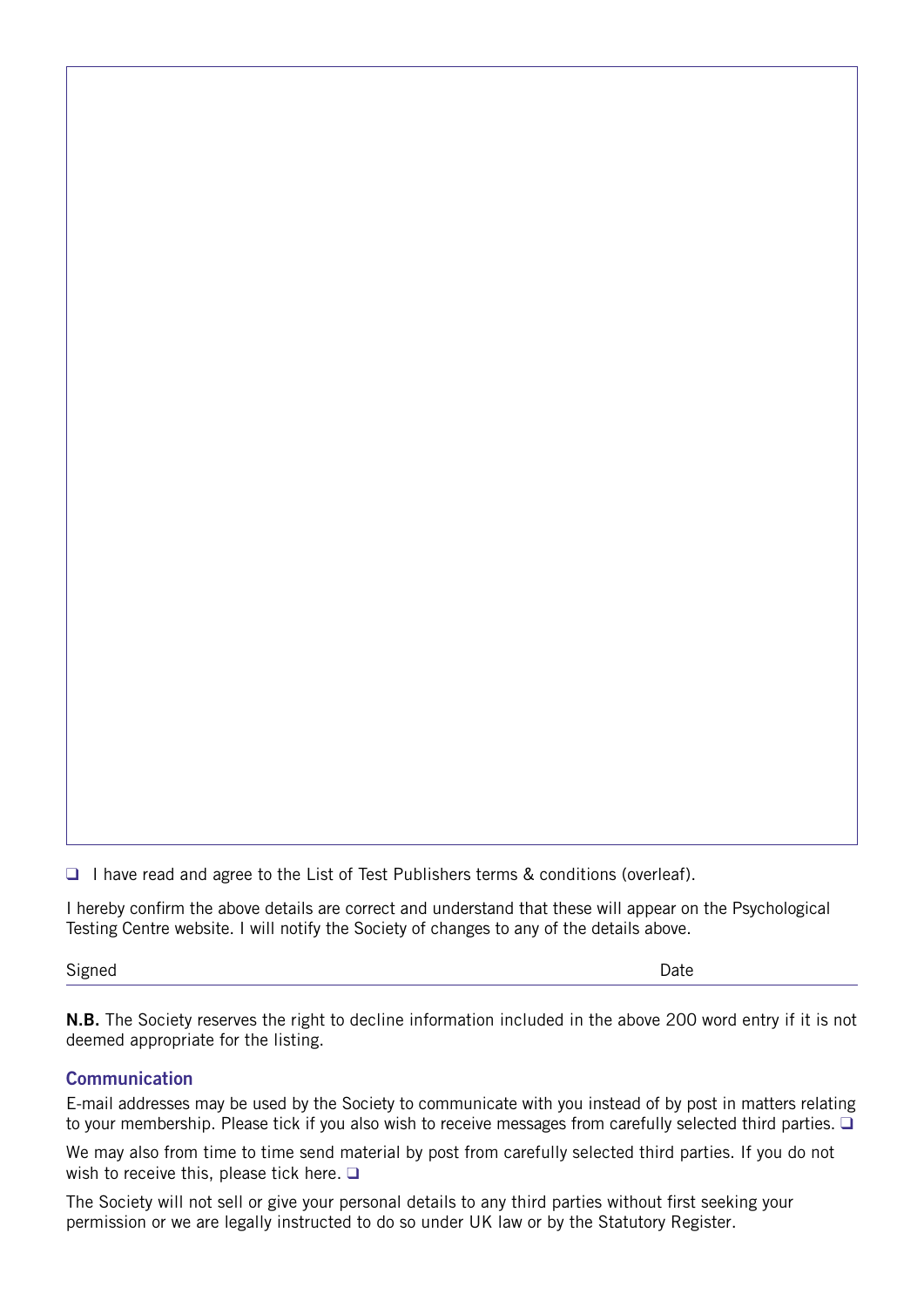❑ I have read and agree to the List of Test Publishers terms & conditions (overleaf).

I hereby confirm the above details are correct and understand that these will appear on the Psychological Testing Centre website. I will notify the Society of changes to any of the details above.

Signed Date

**N.B.** The Society reserves the right to decline information included in the above 200 word entry if it is not deemed appropriate for the listing.

### Communication

E-mail addresses may be used by the Society to communicate with you instead of by post in matters relating to your membership. Please tick if you also wish to receive messages from carefully selected third parties. ❑

We may also from time to time send material by post from carefully selected third parties. If you do not wish to receive this, please tick here. ❑

The Society will not sell or give your personal details to any third parties without first seeking your permission or we are legally instructed to do so under UK law or by the Statutory Register.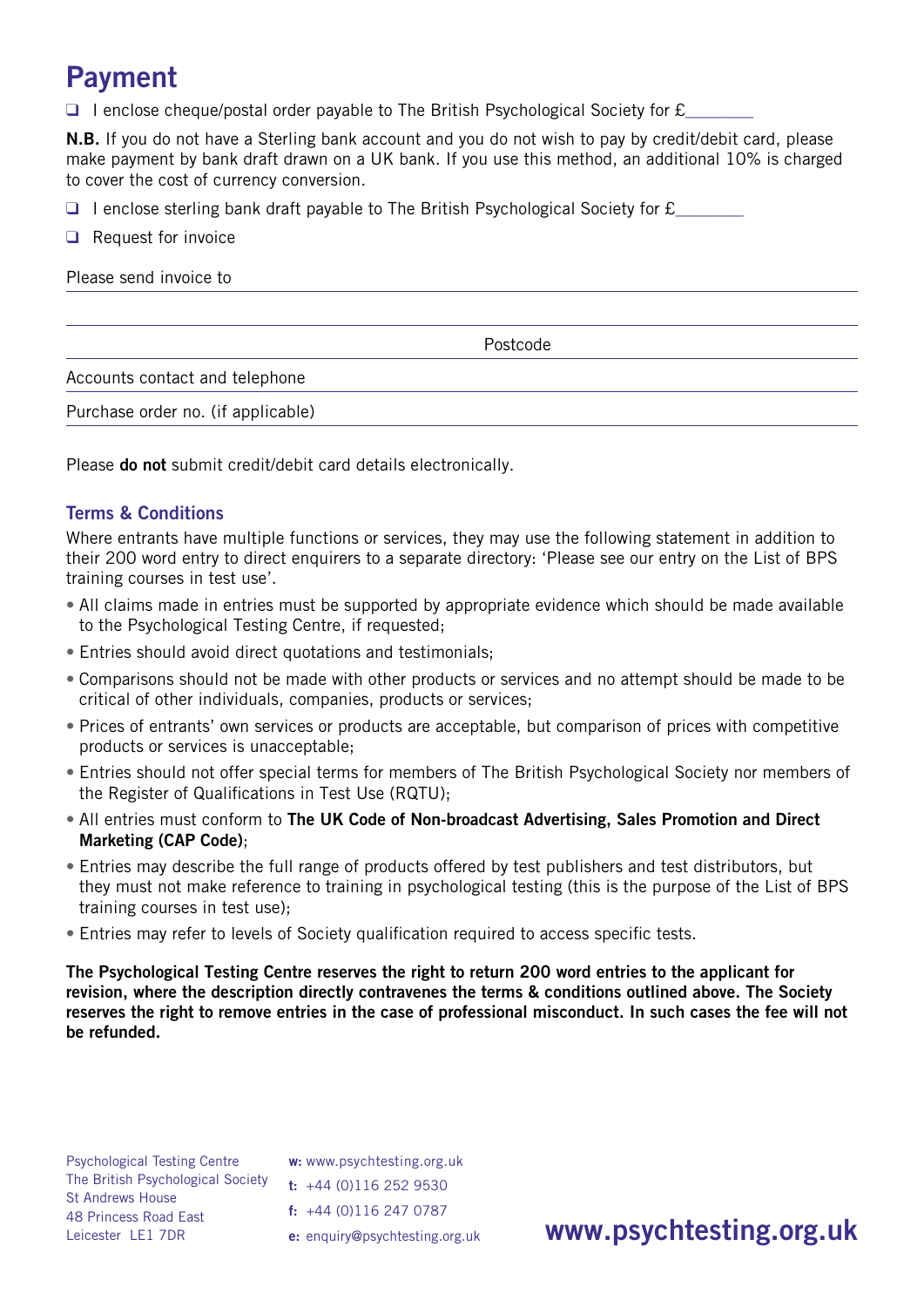# Payment

❑ I enclose cheque/postal order payable to The British Psychological Society for £_______

**N.B.** If you do not have a Sterling bank account and you do not wish to pay by credit/debit card, please make payment by bank draft drawn on a UK bank. If you use this method, an additional 10% is charged to cover the cost of currency conversion.

❑ I enclose sterling bank draft payable to The British Psychological Society for £_______

❑ Request for invoice

Please send invoice to ________________________________

________________________________

________________________________ Postcode ________________

Accounts contact and telephone ________________________________

Purchase order no. (if applicable) ________________________________

Please **do not** submit credit/debit card details electronically.

## Terms & Conditions

Where entrants have multiple functions or services, they may use the following statement in addition to their 200 word entry to direct enquirers to a separate directory: 'Please see our entry on the List of BPS training courses in test use'.

- All claims made in entries must be supported by appropriate evidence which should be made available to the Psychological Testing Centre, if requested;
- Entries should avoid direct quotations and testimonials;
- Comparisons should not be made with other products or services and no attempt should be made to be critical of other individuals, companies, products or services;
- Prices of entrants' own services or products are acceptable, but comparison of prices with competitive products or services is unacceptable;
- Entries should not offer special terms for members of The British Psychological Society nor members of the Register of Qualifications in Test Use (RQTU);
- All entries must conform to **The UK Code of Non-broadcast Advertising, Sales Promotion and Direct Marketing (CAP Code)**;
- Entries may describe the full range of products offered by test publishers and test distributors, but they must not make reference to training in psychological testing (this is the purpose of the List of BPS training courses in test use);
- Entries may refer to levels of Society qualification required to access specific tests.

**The Psychological Testing Centre reserves the right to return 200 word entries to the applicant for revision, where the description directly contravenes the terms & conditions outlined above. The Society reserves the right to remove entries in the case of professional misconduct. In such cases the fee will not be refunded.**

Psychological Testing Centre
The British Psychological Society
St Andrews House
48 Princess Road East
Leicester LE1 7DR

**w:** www.psychtesting.org.uk
**t:** +44 (0)116 252 9530
**f:** +44 (0)116 247 0787
**e:** enquiry@psychtesting.org.uk

**www.psychtesting.org.uk**